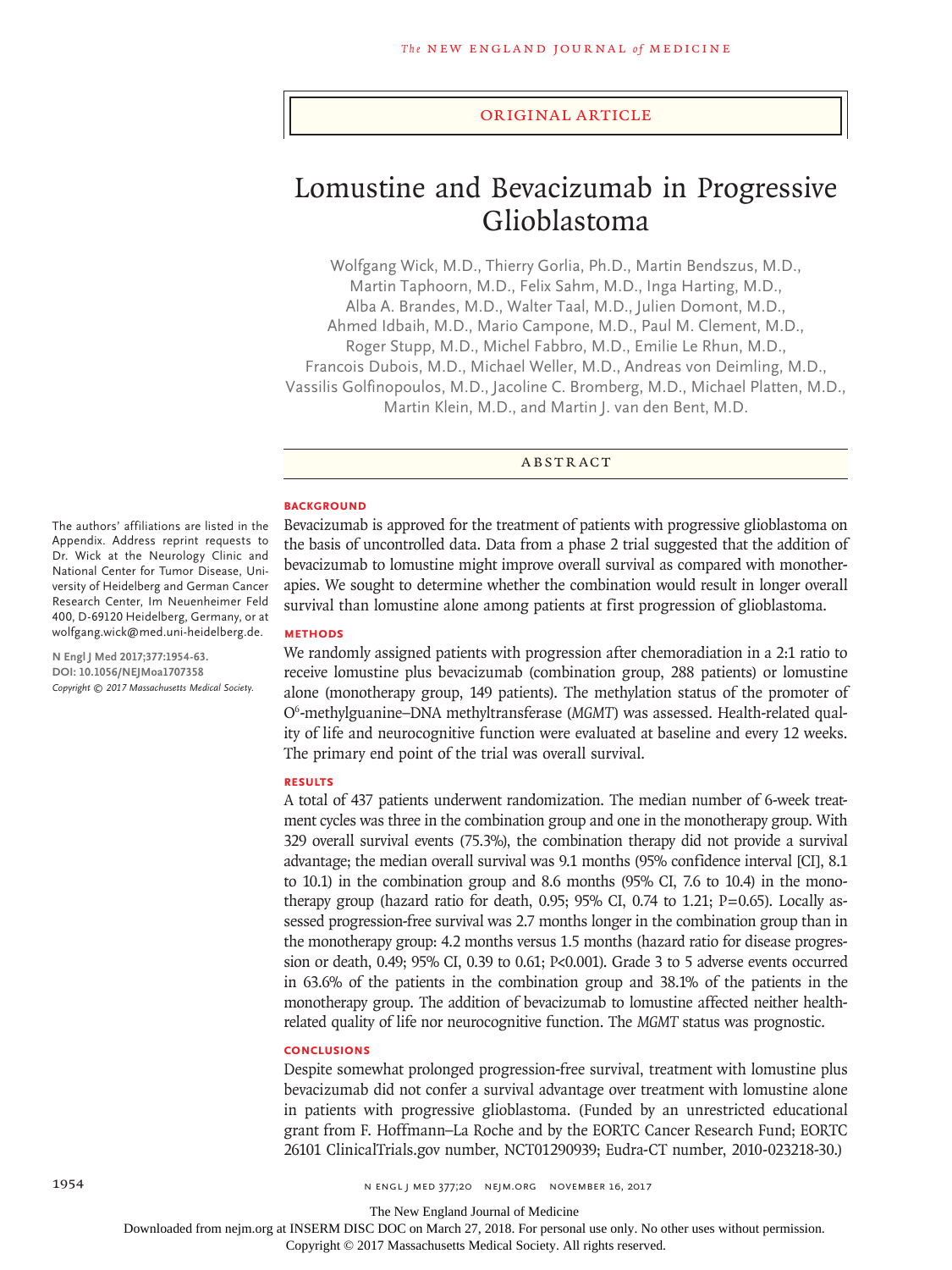ORIGINAL ARTICLE

# Lomustine and Bevacizumab in Progressive Glioblastoma

Wolfgang Wick, M.D., Thierry Gorlia, Ph.D., Martin Bendszus, M.D., Martin Taphoorn, M.D., Felix Sahm, M.D., Inga Harting, M.D., Alba A. Brandes, M.D., Walter Taal, M.D., Julien Domont, M.D., Ahmed Idbaih, M.D., Mario Campone, M.D., Paul M. Clement, M.D., Roger Stupp, M.D., Michel Fabbro, M.D., Emilie Le Rhun, M.D., Francois Dubois, M.D., Michael Weller, M.D., Andreas von Deimling, M.D., Vassilis Golfinopoulos, M.D., Jacoline C. Bromberg, M.D., Michael Platten, M.D., Martin Klein, M.D., and Martin J. van den Bent, M.D.

## ABSTRACT

### BACKGROUND

Bevacizumab is approved for the treatment of patients with progressive glioblastoma on the basis of uncontrolled data. Data from a phase 2 trial suggested that the addition of bevacizumab to lomustine might improve overall survival as compared with monotherapies. We sought to determine whether the combination would result in longer overall survival than lomustine alone among patients at first progression of glioblastoma.

### METHODS

We randomly assigned patients with progression after chemoradiation in a 2:1 ratio to receive lomustine plus bevacizumab (combination group, 288 patients) or lomustine alone (monotherapy group, 149 patients). The methylation status of the promoter of $O^6$-methylguanine–DNA methyltransferase (*MGMT*) was assessed. Health-related quality of life and neurocognitive function were evaluated at baseline and every 12 weeks. The primary end point of the trial was overall survival.

### RESULTS

A total of 437 patients underwent randomization. The median number of 6-week treatment cycles was three in the combination group and one in the monotherapy group. With 329 overall survival events (75.3%), the combination therapy did not provide a survival advantage; the median overall survival was 9.1 months (95% confidence interval [CI], 8.1 to 10.1) in the combination group and 8.6 months (95% CI, 7.6 to 10.4) in the monotherapy group (hazard ratio for death, 0.95; 95% CI, 0.74 to 1.21; P=0.65). Locally assessed progression-free survival was 2.7 months longer in the combination group than in the monotherapy group: 4.2 months versus 1.5 months (hazard ratio for disease progression or death, 0.49; 95% CI, 0.39 to 0.61; P<0.001). Grade 3 to 5 adverse events occurred in 63.6% of the patients in the combination group and 38.1% of the patients in the monotherapy group. The addition of bevacizumab to lomustine affected neither health-related quality of life nor neurocognitive function. The *MGMT* status was prognostic.

### CONCLUSIONS

Despite somewhat prolonged progression-free survival, treatment with lomustine plus bevacizumab did not confer a survival advantage over treatment with lomustine alone in patients with progressive glioblastoma. (Funded by an unrestricted educational grant from F. Hoffmann–La Roche and by the EORTC Cancer Research Fund; EORTC 26101 ClinicalTrials.gov number, NCT01290939; Eudra-CT number, 2010-023218-30.)

The authors' affiliations are listed in the Appendix. Address reprint requests to Dr. Wick at the Neurology Clinic and National Center for Tumor Disease, University of Heidelberg and German Cancer Research Center, Im Neuenheimer Feld 400, D-69120 Heidelberg, Germany, or at wolfgang.wick@med.uni-heidelberg.de.

**N Engl J Med 2017;377:1954-63.**
**DOI: 10.1056/NEJMoa1707358**
*Copyright © 2017 Massachusetts Medical Society.*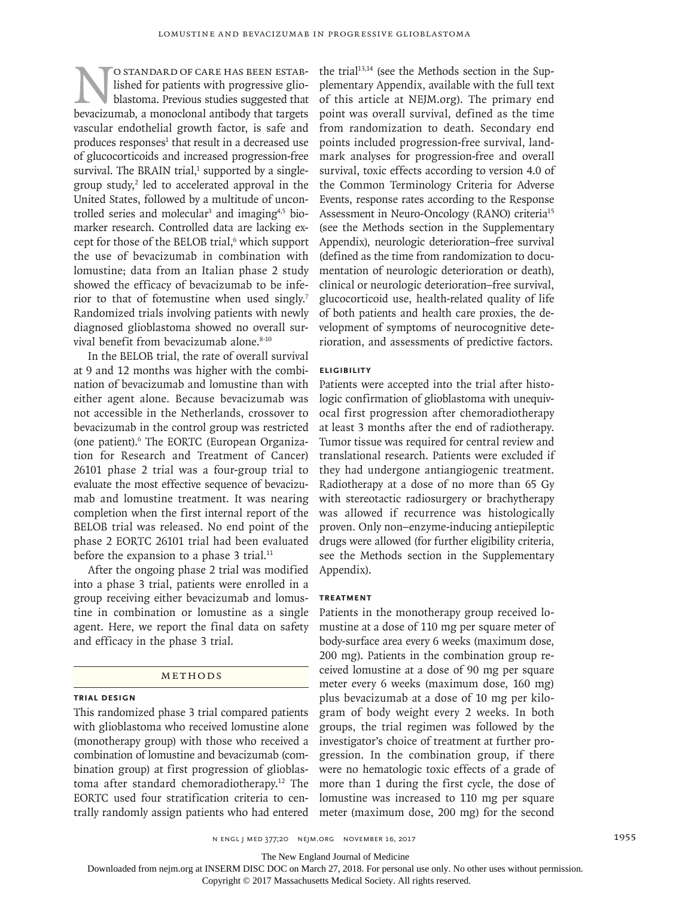No standard of care has been established for patients with progressive glioblastoma. Previous studies suggested that bevacizumab, a monoclonal antibody that targets vascular endothelial growth factor, is safe and produces responses[1] that result in a decreased use of glucocorticoids and increased progression-free survival. The BRAIN trial,[1] supported by a single-group study,[2] led to accelerated approval in the United States, followed by a multitude of uncontrolled series and molecular[3] and imaging[4,5] biomarker research. Controlled data are lacking except for those of the BELOB trial,[6] which support the use of bevacizumab in combination with lomustine; data from an Italian phase 2 study showed the efficacy of bevacizumab to be inferior to that of fotemustine when used singly.[7] Randomized trials involving patients with newly diagnosed glioblastoma showed no overall survival benefit from bevacizumab alone.[8-10]

In the BELOB trial, the rate of overall survival at 9 and 12 months was higher with the combination of bevacizumab and lomustine than with either agent alone. Because bevacizumab was not accessible in the Netherlands, crossover to bevacizumab in the control group was restricted (one patient).[6] The EORTC (European Organization for Research and Treatment of Cancer) 26101 phase 2 trial was a four-group trial to evaluate the most effective sequence of bevacizumab and lomustine treatment. It was nearing completion when the first internal report of the BELOB trial was released. No end point of the phase 2 EORTC 26101 trial had been evaluated before the expansion to a phase 3 trial.[11]

After the ongoing phase 2 trial was modified into a phase 3 trial, patients were enrolled in a group receiving either bevacizumab and lomustine in combination or lomustine as a single agent. Here, we report the final data on safety and efficacy in the phase 3 trial.

## Methods

### Trial Design

This randomized phase 3 trial compared patients with glioblastoma who received lomustine alone (monotherapy group) with those who received a combination of lomustine and bevacizumab (combination group) at first progression of glioblastoma after standard chemoradiotherapy.[12] The EORTC used four stratification criteria to centrally randomly assign patients who had entered the trial[13,14] (see the Methods section in the Supplementary Appendix, available with the full text of this article at NEJM.org). The primary end point was overall survival, defined as the time from randomization to death. Secondary end points included progression-free survival, landmark analyses for progression-free and overall survival, toxic effects according to version 4.0 of the Common Terminology Criteria for Adverse Events, response rates according to the Response Assessment in Neuro-Oncology (RANO) criteria[15] (see the Methods section in the Supplementary Appendix), neurologic deterioration–free survival (defined as the time from randomization to documentation of neurologic deterioration or death), clinical or neurologic deterioration–free survival, glucocorticoid use, health-related quality of life of both patients and health care proxies, the development of symptoms of neurocognitive deterioration, and assessments of predictive factors.

### Eligibility

Patients were accepted into the trial after histologic confirmation of glioblastoma with unequivocal first progression after chemoradiotherapy at least 3 months after the end of radiotherapy. Tumor tissue was required for central review and translational research. Patients were excluded if they had undergone antiangiogenic treatment. Radiotherapy at a dose of no more than 65 Gy with stereotactic radiosurgery or brachytherapy was allowed if recurrence was histologically proven. Only non–enzyme-inducing antiepileptic drugs were allowed (for further eligibility criteria, see the Methods section in the Supplementary Appendix).

### Treatment

Patients in the monotherapy group received lomustine at a dose of 110 mg per square meter of body-surface area every 6 weeks (maximum dose, 200 mg). Patients in the combination group received lomustine at a dose of 90 mg per square meter every 6 weeks (maximum dose, 160 mg) plus bevacizumab at a dose of 10 mg per kilogram of body weight every 2 weeks. In both groups, the trial regimen was followed by the investigator's choice of treatment at further progression. In the combination group, if there were no hematologic toxic effects of a grade of more than 1 during the first cycle, the dose of lomustine was increased to 110 mg per square meter (maximum dose, 200 mg) for the second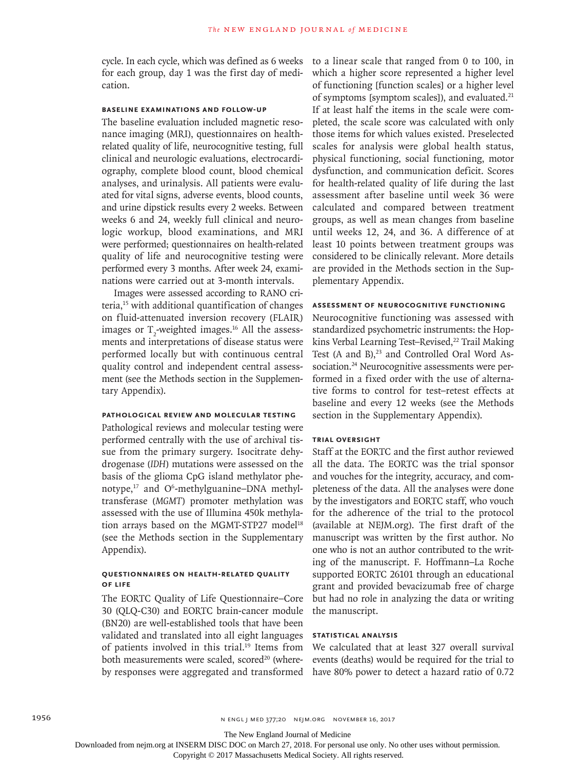cycle. In each cycle, which was defined as 6 weeks for each group, day 1 was the first day of medication.

### Baseline Examinations and Follow-up

The baseline evaluation included magnetic resonance imaging (MRI), questionnaires on health-related quality of life, neurocognitive testing, full clinical and neurologic evaluations, electrocardiography, complete blood count, blood chemical analyses, and urinalysis. All patients were evaluated for vital signs, adverse events, blood counts, and urine dipstick results every 2 weeks. Between weeks 6 and 24, weekly full clinical and neurologic workup, blood examinations, and MRI were performed; questionnaires on health-related quality of life and neurocognitive testing were performed every 3 months. After week 24, examinations were carried out at 3-month intervals.

Images were assessed according to RANO criteria,[15] with additional quantification of changes on fluid-attenuated inversion recovery (FLAIR) images or $T_2$-weighted images.[16] All the assessments and interpretations of disease status were performed locally but with continuous central quality control and independent central assessment (see the Methods section in the Supplementary Appendix).

### Pathological Review and Molecular Testing

Pathological reviews and molecular testing were performed centrally with the use of archival tissue from the primary surgery. Isocitrate dehydrogenase (*IDH*) mutations were assessed on the basis of the glioma CpG island methylator phenotype,[17] and $O^6$-methylguanine–DNA methyltransferase (*MGMT*) promoter methylation was assessed with the use of Illumina 450k methylation arrays based on the MGMT-STP27 model[18] (see the Methods section in the Supplementary Appendix).

### Questionnaires on Health-Related Quality of Life

The EORTC Quality of Life Questionnaire–Core 30 (QLQ-C30) and EORTC brain-cancer module (BN20) are well-established tools that have been validated and translated into all eight languages of patients involved in this trial.[19] Items from both measurements were scaled, scored[20] (whereby responses were aggregated and transformed to a linear scale that ranged from 0 to 100, in which a higher score represented a higher level of functioning [function scales] or a higher level of symptoms [symptom scales]), and evaluated.[21] If at least half the items in the scale were completed, the scale score was calculated with only those items for which values existed. Preselected scales for analysis were global health status, physical functioning, social functioning, motor dysfunction, and communication deficit. Scores for health-related quality of life during the last assessment after baseline until week 36 were calculated and compared between treatment groups, as well as mean changes from baseline until weeks 12, 24, and 36. A difference of at least 10 points between treatment groups was considered to be clinically relevant. More details are provided in the Methods section in the Supplementary Appendix.

### Assessment of Neurocognitive Functioning

Neurocognitive functioning was assessed with standardized psychometric instruments: the Hopkins Verbal Learning Test–Revised,[22] Trail Making Test (A and B),[23] and Controlled Oral Word Association.[24] Neurocognitive assessments were performed in a fixed order with the use of alternative forms to control for test–retest effects at baseline and every 12 weeks (see the Methods section in the Supplementary Appendix).

### Trial Oversight

Staff at the EORTC and the first author reviewed all the data. The EORTC was the trial sponsor and vouches for the integrity, accuracy, and completeness of the data. All the analyses were done by the investigators and EORTC staff, who vouch for the adherence of the trial to the protocol (available at NEJM.org). The first draft of the manuscript was written by the first author. No one who is not an author contributed to the writing of the manuscript. F. Hoffmann–La Roche supported EORTC 26101 through an educational grant and provided bevacizumab free of charge but had no role in analyzing the data or writing the manuscript.

### Statistical Analysis

We calculated that at least 327 overall survival events (deaths) would be required for the trial to have 80% power to detect a hazard ratio of 0.72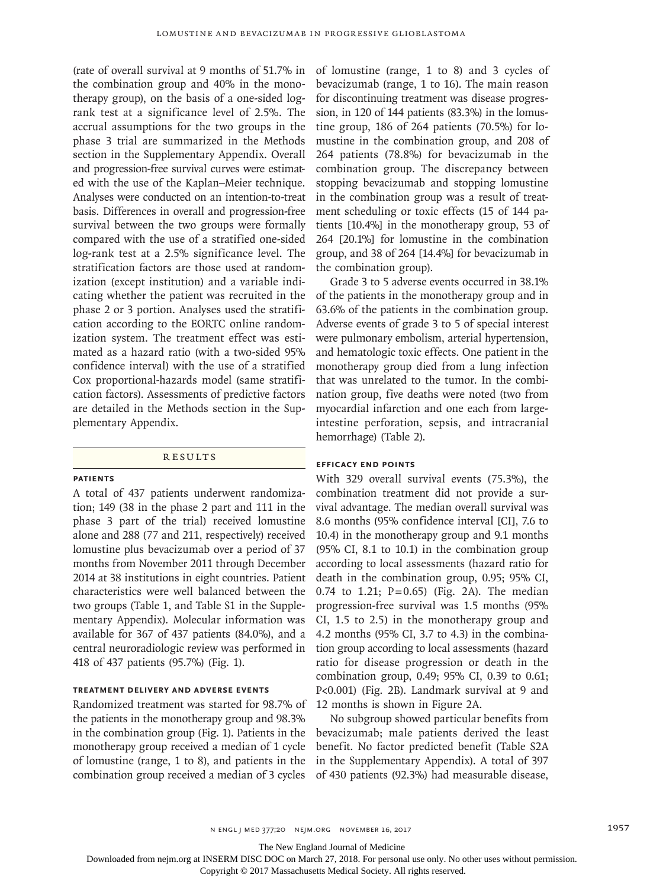(rate of overall survival at 9 months of 51.7% in the combination group and 40% in the monotherapy group), on the basis of a one-sided log-rank test at a significance level of 2.5%. The accrual assumptions for the two groups in the phase 3 trial are summarized in the Methods section in the Supplementary Appendix. Overall and progression-free survival curves were estimated with the use of the Kaplan–Meier technique. Analyses were conducted on an intention-to-treat basis. Differences in overall and progression-free survival between the two groups were formally compared with the use of a stratified one-sided log-rank test at a 2.5% significance level. The stratification factors are those used at randomization (except institution) and a variable indicating whether the patient was recruited in the phase 2 or 3 portion. Analyses used the stratification according to the EORTC online randomization system. The treatment effect was estimated as a hazard ratio (with a two-sided 95% confidence interval) with the use of a stratified Cox proportional-hazards model (same stratification factors). Assessments of predictive factors are detailed in the Methods section in the Supplementary Appendix.

## Results

### Patients

A total of 437 patients underwent randomization; 149 (38 in the phase 2 part and 111 in the phase 3 part of the trial) received lomustine alone and 288 (77 and 211, respectively) received lomustine plus bevacizumab over a period of 37 months from November 2011 through December 2014 at 38 institutions in eight countries. Patient characteristics were well balanced between the two groups (Table 1, and Table S1 in the Supplementary Appendix). Molecular information was available for 367 of 437 patients (84.0%), and a central neuroradiologic review was performed in 418 of 437 patients (95.7%) (Fig. 1).

### Treatment Delivery and Adverse Events

Randomized treatment was started for 98.7% of the patients in the monotherapy group and 98.3% in the combination group (Fig. 1). Patients in the monotherapy group received a median of 1 cycle of lomustine (range, 1 to 8), and patients in the combination group received a median of 3 cycles of lomustine (range, 1 to 8) and 3 cycles of bevacizumab (range, 1 to 16). The main reason for discontinuing treatment was disease progression, in 120 of 144 patients (83.3%) in the lomustine group, 186 of 264 patients (70.5%) for lomustine in the combination group, and 208 of 264 patients (78.8%) for bevacizumab in the combination group. The discrepancy between stopping bevacizumab and stopping lomustine in the combination group was a result of treatment scheduling or toxic effects (15 of 144 patients [10.4%] in the monotherapy group, 53 of 264 [20.1%] for lomustine in the combination group, and 38 of 264 [14.4%] for bevacizumab in the combination group).

Grade 3 to 5 adverse events occurred in 38.1% of the patients in the monotherapy group and in 63.6% of the patients in the combination group. Adverse events of grade 3 to 5 of special interest were pulmonary embolism, arterial hypertension, and hematologic toxic effects. One patient in the monotherapy group died from a lung infection that was unrelated to the tumor. In the combination group, five deaths were noted (two from myocardial infarction and one each from large-intestine perforation, sepsis, and intracranial hemorrhage) (Table 2).

### Efficacy End Points

With 329 overall survival events (75.3%), the combination treatment did not provide a survival advantage. The median overall survival was 8.6 months (95% confidence interval [CI], 7.6 to 10.4) in the monotherapy group and 9.1 months (95% CI, 8.1 to 10.1) in the combination group according to local assessments (hazard ratio for death in the combination group, 0.95; 95% CI, 0.74 to 1.21; $P=0.65$) (Fig. 2A). The median progression-free survival was 1.5 months (95% CI, 1.5 to 2.5) in the monotherapy group and 4.2 months (95% CI, 3.7 to 4.3) in the combination group according to local assessments (hazard ratio for disease progression or death in the combination group, 0.49; 95% CI, 0.39 to 0.61; $P<0.001$) (Fig. 2B). Landmark survival at 9 and 12 months is shown in Figure 2A.

No subgroup showed particular benefits from bevacizumab; male patients derived the least benefit. No factor predicted benefit (Table S2A in the Supplementary Appendix). A total of 397 of 430 patients (92.3%) had measurable disease,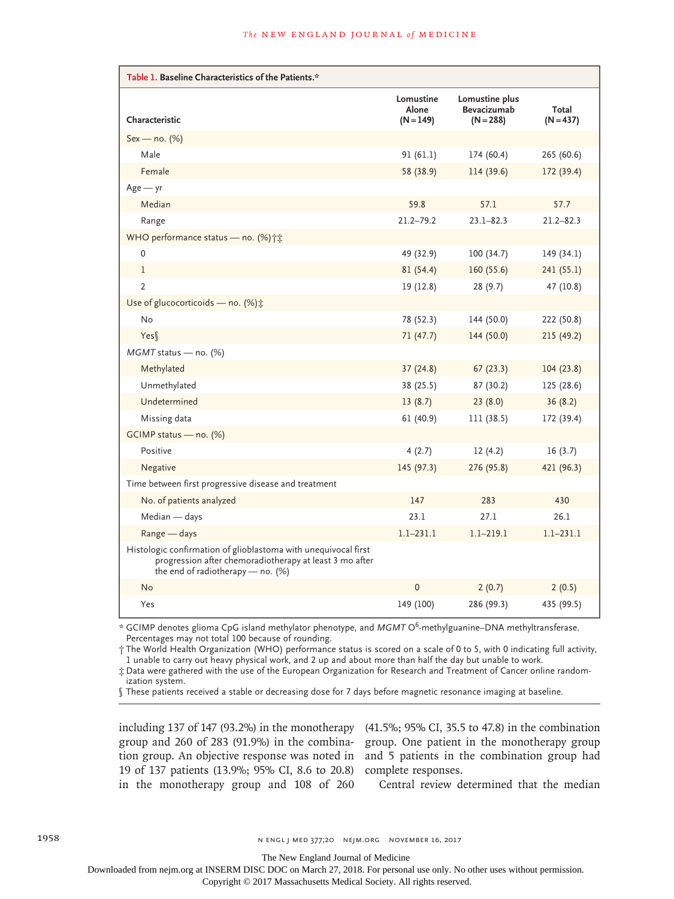**Table 1. Baseline Characteristics of the Patients.***

| Characteristic | Lomustine Alone (N=149) | Lomustine plus Bevacizumab (N=288) | Total (N=437) |
|---|---|---|---|
| Sex — no. (%) | | | |
| Male | 91 (61.1) | 174 (60.4) | 265 (60.6) |
| Female | 58 (38.9) | 114 (39.6) | 172 (39.4) |
| Age — yr | | | |
| Median | 59.8 | 57.1 | 57.7 |
| Range | 21.2–79.2 | 23.1–82.3 | 21.2–82.3 |
| WHO performance status — no. (%)†‡ | | | |
| 0 | 49 (32.9) | 100 (34.7) | 149 (34.1) |
| 1 | 81 (54.4) | 160 (55.6) | 241 (55.1) |
| 2 | 19 (12.8) | 28 (9.7) | 47 (10.8) |
| Use of glucocorticoids — no. (%)‡ | | | |
| No | 78 (52.3) | 144 (50.0) | 222 (50.8) |
| Yes§ | 71 (47.7) | 144 (50.0) | 215 (49.2) |
| *MGMT* status — no. (%) | | | |
| Methylated | 37 (24.8) | 67 (23.3) | 104 (23.8) |
| Unmethylated | 38 (25.5) | 87 (30.2) | 125 (28.6) |
| Undetermined | 13 (8.7) | 23 (8.0) | 36 (8.2) |
| Missing data | 61 (40.9) | 111 (38.5) | 172 (39.4) |
| GCIMP status — no. (%) | | | |
| Positive | 4 (2.7) | 12 (4.2) | 16 (3.7) |
| Negative | 145 (97.3) | 276 (95.8) | 421 (96.3) |
| Time between first progressive disease and treatment | | | |
| No. of patients analyzed | 147 | 283 | 430 |
| Median — days | 23.1 | 27.1 | 26.1 |
| Range — days | 1.1–231.1 | 1.1–219.1 | 1.1–231.1 |
| Histologic confirmation of glioblastoma with unequivocal first progression after chemoradiotherapy at least 3 mo after the end of radiotherapy — no. (%) | | | |
| No | 0 | 2 (0.7) | 2 (0.5) |
| Yes | 149 (100) | 286 (99.3) | 435 (99.5) |

\* GCIMP denotes glioma CpG island methylator phenotype, and *MGMT* O[6]-methylguanine–DNA methyltransferase. Percentages may not total 100 because of rounding.

† The World Health Organization (WHO) performance status is scored on a scale of 0 to 5, with 0 indicating full activity, 1 unable to carry out heavy physical work, and 2 up and about more than half the day but unable to work.

‡ Data were gathered with the use of the European Organization for Research and Treatment of Cancer online randomization system.

§ These patients received a stable or decreasing dose for 7 days before magnetic resonance imaging at baseline.

including 137 of 147 (93.2%) in the monotherapy group and 260 of 283 (91.9%) in the combination group. An objective response was noted in 19 of 137 patients (13.9%; 95% CI, 8.6 to 20.8) in the monotherapy group and 108 of 260 (41.5%; 95% CI, 35.5 to 47.8) in the combination group. One patient in the monotherapy group and 5 patients in the combination group had complete responses.

Central review determined that the median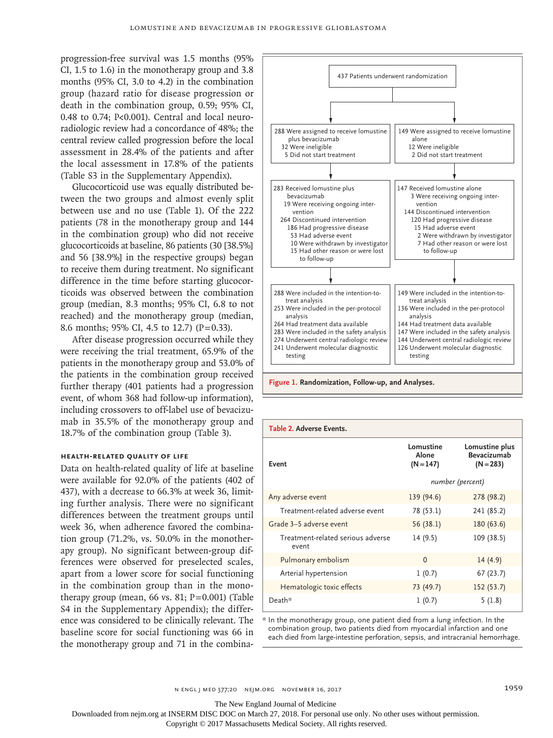progression-free survival was 1.5 months (95% CI, 1.5 to 1.6) in the monotherapy group and 3.8 months (95% CI, 3.0 to 4.2) in the combination group (hazard ratio for disease progression or death in the combination group, 0.59; 95% CI, 0.48 to 0.74; P<0.001). Central and local neuroradiologic review had a concordance of 48%; the central review called progression before the local assessment in 28.4% of the patients and after the local assessment in 17.8% of the patients (Table S3 in the Supplementary Appendix).

Glucocorticoid use was equally distributed between the two groups and almost evenly split between use and no use (Table 1). Of the 222 patients (78 in the monotherapy group and 144 in the combination group) who did not receive glucocorticoids at baseline, 86 patients (30 [38.5%] and 56 [38.9%] in the respective groups) began to receive them during treatment. No significant difference in the time before starting glucocorticoids was observed between the combination group (median, 8.3 months; 95% CI, 6.8 to not reached) and the monotherapy group (median, 8.6 months; 95% CI, 4.5 to 12.7) (P=0.33).

After disease progression occurred while they were receiving the trial treatment, 65.9% of the patients in the monotherapy group and 53.0% of the patients in the combination group received further therapy (401 patients had a progression event, of whom 368 had follow-up information), including crossovers to off-label use of bevacizumab in 35.5% of the monotherapy group and 18.7% of the combination group (Table 3).

### HEALTH-RELATED QUALITY OF LIFE

Data on health-related quality of life at baseline were available for 92.0% of the patients (402 of 437), with a decrease to 66.3% at week 36, limiting further analysis. There were no significant differences between the treatment groups until week 36, when adherence favored the combination group (71.2%, vs. 50.0% in the monotherapy group). No significant between-group differences were observed for preselected scales, apart from a lower score for social functioning in the combination group than in the monotherapy group (mean, 66 vs. 81; P=0.001) (Table S4 in the Supplementary Appendix); the difference was considered to be clinically relevant. The baseline score for social functioning was 66 in the monotherapy group and 71 in the combina-

437 Patients underwent randomization

| Lomustine plus bevacizumab | Lomustine alone |
|---|---|
| 288 Were assigned to receive lomustine plus bevacizumab<br>32 Were ineligible<br>5 Did not start treatment | 149 Were assigned to receive lomustine alone<br>12 Were ineligible<br>2 Did not start treatment |
| 283 Received lomustine plus bevacizumab<br>19 Were receiving ongoing intervention<br>264 Discontinued intervention<br>186 Had progressive disease<br>53 Had adverse event<br>10 Were withdrawn by investigator<br>15 Had other reason or were lost to follow-up | 147 Received lomustine alone<br>3 Were receiving ongoing intervention<br>144 Discontinued intervention<br>120 Had progressive disease<br>15 Had adverse event<br>2 Were withdrawn by investigator<br>7 Had other reason or were lost to follow-up |
| 288 Were included in the intention-to-treat analysis<br>253 Were included in the per-protocol analysis<br>264 Had treatment data available<br>283 Were included in the safety analysis<br>274 Underwent central radiologic review<br>241 Underwent molecular diagnostic testing | 149 Were included in the intention-to-treat analysis<br>136 Were included in the per-protocol analysis<br>144 Had treatment data available<br>147 Were included in the safety analysis<br>144 Underwent central radiologic review<br>126 Underwent molecular diagnostic testing |

**Figure 1. Randomization, Follow-up, and Analyses.**

**Table 2. Adverse Events.**

| Event | Lomustine Alone (N=147) | Lomustine plus Bevacizumab (N=283) |
|---|---|---|
| | *number (percent)* | |
| Any adverse event | 139 (94.6) | 278 (98.2) |
| Treatment-related adverse event | 78 (53.1) | 241 (85.2) |
| Grade 3–5 adverse event | 56 (38.1) | 180 (63.6) |
| Treatment-related serious adverse event | 14 (9.5) | 109 (38.5) |
| Pulmonary embolism | 0 | 14 (4.9) |
| Arterial hypertension | 1 (0.7) | 67 (23.7) |
| Hematologic toxic effects | 73 (49.7) | 152 (53.7) |
| Death* | 1 (0.7) | 5 (1.8) |

\* In the monotherapy group, one patient died from a lung infection. In the combination group, two patients died from myocardial infarction and one each died from large-intestine perforation, sepsis, and intracranial hemorrhage.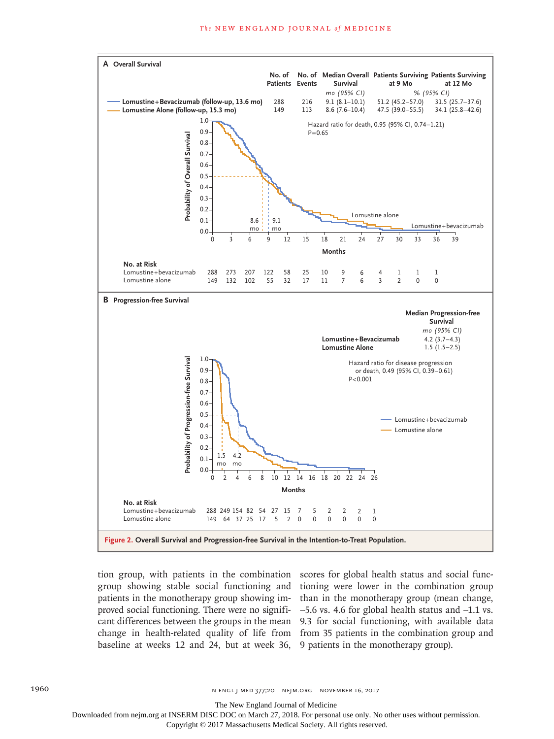**A Overall Survival**

| | No. of Patients | No. of Events | Median Overall Survival | Patients Surviving at 9 Mo | Patients Surviving at 12 Mo |
|---|---|---|---|---|---|
| | | | *mo (95% CI)* | *% (95% CI)* | |
| Lomustine+Bevacizumab (follow-up, 13.6 mo) | 288 | 216 | 9.1 (8.1–10.1) | 51.2 (45.2–57.0) | 31.5 (25.7–37.6) |
| Lomustine Alone (follow-up, 15.3 mo) | 149 | 113 | 8.6 (7.6–10.4) | 47.5 (39.0–55.5) | 34.1 (25.8–42.6) |

Hazard ratio for death, 0.95 (95% CI, 0.74–1.21)
P=0.65

No. at Risk

| Months | 0 | 3 | 6 | 9 | 12 | 15 | 18 | 21 | 24 | 27 | 30 | 33 | 36 |
|---|---|---|---|---|---|---|---|---|---|---|---|---|---|
| Lomustine+bevacizumab | 288 | 273 | 207 | 122 | 58 | 25 | 10 | 9 | 6 | 4 | 1 | 1 | 1 |
| Lomustine alone | 149 | 132 | 102 | 55 | 32 | 17 | 11 | 7 | 6 | 3 | 2 | 0 | 0 |

**B Progression-free Survival**

| | Median Progression-free Survival |
|---|---|
| | *mo (95% CI)* |
| Lomustine+Bevacizumab | 4.2 (3.7–4.3) |
| Lomustine Alone | 1.5 (1.5–2.5) |

Hazard ratio for disease progression or death, 0.49 (95% CI, 0.39–0.61)
P<0.001

No. at Risk

| Months | 0 | 2 | 4 | 6 | 8 | 10 | 12 | 14 | 16 | 18 | 20 | 22 | 24 | 26 |
|---|---|---|---|---|---|---|---|---|---|---|---|---|---|---|
| Lomustine+bevacizumab | 288 | 249 | 154 | 82 | 54 | 27 | 15 | 7 | 5 | 2 | 2 | 2 | 1 | |
| Lomustine alone | 149 | 64 | 37 | 25 | 17 | 5 | 2 | 0 | 0 | 0 | 0 | 0 | 0 | |

**Figure 2. Overall Survival and Progression-free Survival in the Intention-to-Treat Population.**

tion group, with patients in the combination group showing stable social functioning and patients in the monotherapy group showing improved social functioning. There were no significant differences between the groups in the mean change in health-related quality of life from baseline at weeks 12 and 24, but at week 36, scores for global health status and social functioning were lower in the combination group than in the monotherapy group (mean change, −5.6 vs. 4.6 for global health status and −1.1 vs. 9.3 for social functioning, with available data from 35 patients in the combination group and 9 patients in the monotherapy group).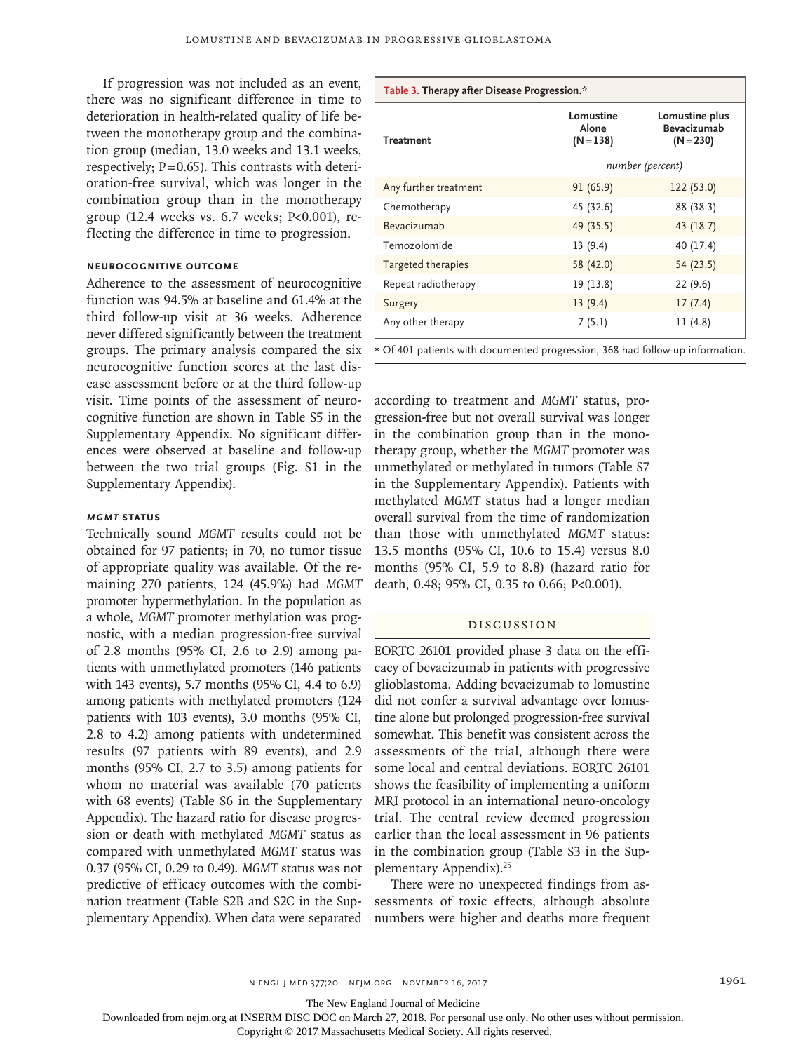If progression was not included as an event, there was no significant difference in time to deterioration in health-related quality of life between the monotherapy group and the combination group (median, 13.0 weeks and 13.1 weeks, respectively; P=0.65). This contrasts with deterioration-free survival, which was longer in the combination group than in the monotherapy group (12.4 weeks vs. 6.7 weeks; P<0.001), reflecting the difference in time to progression.

### NEUROCOGNITIVE OUTCOME

Adherence to the assessment of neurocognitive function was 94.5% at baseline and 61.4% at the third follow-up visit at 36 weeks. Adherence never differed significantly between the treatment groups. The primary analysis compared the six neurocognitive function scores at the last disease assessment before or at the third follow-up visit. Time points of the assessment of neurocognitive function are shown in Table S5 in the Supplementary Appendix. No significant differences were observed at baseline and follow-up between the two trial groups (Fig. S1 in the Supplementary Appendix).

### *MGMT* STATUS

Technically sound *MGMT* results could not be obtained for 97 patients; in 70, no tumor tissue of appropriate quality was available. Of the remaining 270 patients, 124 (45.9%) had *MGMT* promoter hypermethylation. In the population as a whole, *MGMT* promoter methylation was prognostic, with a median progression-free survival of 2.8 months (95% CI, 2.6 to 2.9) among patients with unmethylated promoters (146 patients with 143 events), 5.7 months (95% CI, 4.4 to 6.9) among patients with methylated promoters (124 patients with 103 events), 3.0 months (95% CI, 2.8 to 4.2) among patients with undetermined results (97 patients with 89 events), and 2.9 months (95% CI, 2.7 to 3.5) among patients for whom no material was available (70 patients with 68 events) (Table S6 in the Supplementary Appendix). The hazard ratio for disease progression or death with methylated *MGMT* status as compared with unmethylated *MGMT* status was 0.37 (95% CI, 0.29 to 0.49). *MGMT* status was not predictive of efficacy outcomes with the combination treatment (Table S2B and S2C in the Supplementary Appendix). When data were separated according to treatment and *MGMT* status, progression-free but not overall survival was longer in the combination group than in the monotherapy group, whether the *MGMT* promoter was unmethylated or methylated in tumors (Table S7 in the Supplementary Appendix). Patients with methylated *MGMT* status had a longer median overall survival from the time of randomization than those with unmethylated *MGMT* status: 13.5 months (95% CI, 10.6 to 15.4) versus 8.0 months (95% CI, 5.9 to 8.8) (hazard ratio for death, 0.48; 95% CI, 0.35 to 0.66; P<0.001).

**Table 3. Therapy after Disease Progression.***

| Treatment | Lomustine Alone (N=138) | Lomustine plus Bevacizumab (N=230) |
|---|---|---|
| | *number (percent)* | |
| Any further treatment | 91 (65.9) | 122 (53.0) |
| Chemotherapy | 45 (32.6) | 88 (38.3) |
| Bevacizumab | 49 (35.5) | 43 (18.7) |
| Temozolomide | 13 (9.4) | 40 (17.4) |
| Targeted therapies | 58 (42.0) | 54 (23.5) |
| Repeat radiotherapy | 19 (13.8) | 22 (9.6) |
| Surgery | 13 (9.4) | 17 (7.4) |
| Any other therapy | 7 (5.1) | 11 (4.8) |

\* Of 401 patients with documented progression, 368 had follow-up information.

## DISCUSSION

EORTC 26101 provided phase 3 data on the efficacy of bevacizumab in patients with progressive glioblastoma. Adding bevacizumab to lomustine did not confer a survival advantage over lomustine alone but prolonged progression-free survival somewhat. This benefit was consistent across the assessments of the trial, although there were some local and central deviations. EORTC 26101 shows the feasibility of implementing a uniform MRI protocol in an international neuro-oncology trial. The central review deemed progression earlier than the local assessment in 96 patients in the combination group (Table S3 in the Supplementary Appendix).[25]

There were no unexpected findings from assessments of toxic effects, although absolute numbers were higher and deaths more frequent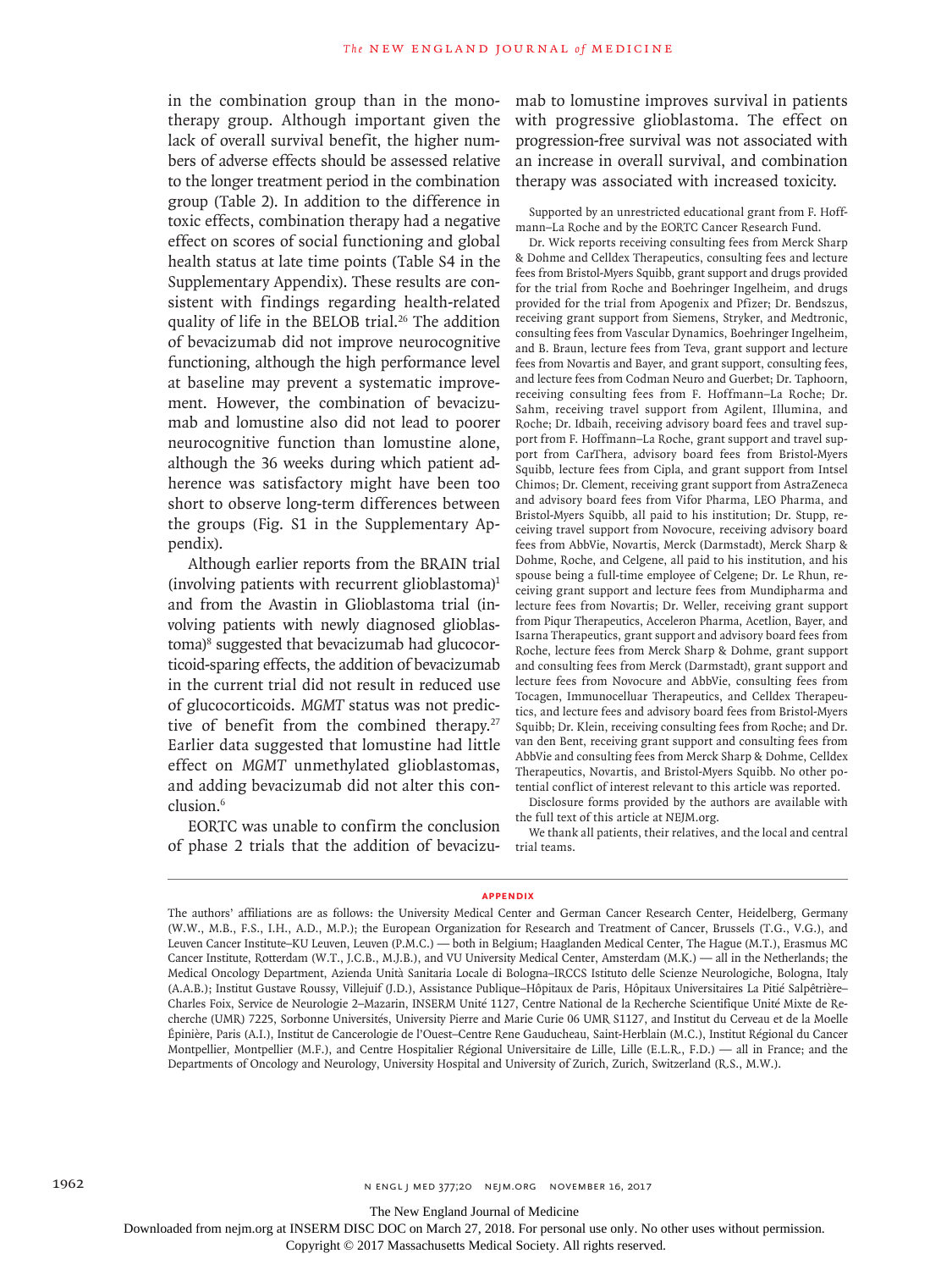in the combination group than in the monotherapy group. Although important given the lack of overall survival benefit, the higher numbers of adverse effects should be assessed relative to the longer treatment period in the combination group (Table 2). In addition to the difference in toxic effects, combination therapy had a negative effect on scores of social functioning and global health status at late time points (Table S4 in the Supplementary Appendix). These results are consistent with findings regarding health-related quality of life in the BELOB trial.[26] The addition of bevacizumab did not improve neurocognitive functioning, although the high performance level at baseline may prevent a systematic improvement. However, the combination of bevacizumab and lomustine also did not lead to poorer neurocognitive function than lomustine alone, although the 36 weeks during which patient adherence was satisfactory might have been too short to observe long-term differences between the groups (Fig. S1 in the Supplementary Appendix).

Although earlier reports from the BRAIN trial (involving patients with recurrent glioblastoma)[1] and from the Avastin in Glioblastoma trial (involving patients with newly diagnosed glioblastoma)[8] suggested that bevacizumab had glucocorticoid-sparing effects, the addition of bevacizumab in the current trial did not result in reduced use of glucocorticoids. *MGMT* status was not predictive of benefit from the combined therapy.[27] Earlier data suggested that lomustine had little effect on *MGMT* unmethylated glioblastomas, and adding bevacizumab did not alter this conclusion.[6]

EORTC was unable to confirm the conclusion of phase 2 trials that the addition of bevacizumab to lomustine improves survival in patients with progressive glioblastoma. The effect on progression-free survival was not associated with an increase in overall survival, and combination therapy was associated with increased toxicity.

Supported by an unrestricted educational grant from F. Hoffmann–La Roche and by the EORTC Cancer Research Fund.

Dr. Wick reports receiving consulting fees from Merck Sharp & Dohme and Celldex Therapeutics, consulting fees and lecture fees from Bristol-Myers Squibb, grant support and drugs provided for the trial from Roche and Boehringer Ingelheim, and drugs provided for the trial from Apogenix and Pfizer; Dr. Bendszus, receiving grant support from Siemens, Stryker, and Medtronic, consulting fees from Vascular Dynamics, Boehringer Ingelheim, and B. Braun, lecture fees from Teva, grant support and lecture fees from Novartis and Bayer, and grant support, consulting fees, and lecture fees from Codman Neuro and Guerbet; Dr. Taphoorn, receiving consulting fees from F. Hoffmann–La Roche; Dr. Sahm, receiving travel support from Agilent, Illumina, and Roche; Dr. Idbaih, receiving advisory board fees and travel support from F. Hoffmann–La Roche, grant support and travel support from CarThera, advisory board fees from Bristol-Myers Squibb, lecture fees from Cipla, and grant support from Intsel Chimos; Dr. Clement, receiving grant support from AstraZeneca and advisory board fees from Vifor Pharma, LEO Pharma, and Bristol-Myers Squibb, all paid to his institution; Dr. Stupp, receiving travel support from Novocure, receiving advisory board fees from AbbVie, Novartis, Merck (Darmstadt), Merck Sharp & Dohme, Roche, and Celgene, all paid to his institution, and his spouse being a full-time employee of Celgene; Dr. Le Rhun, receiving grant support and lecture fees from Mundipharma and lecture fees from Novartis; Dr. Weller, receiving grant support from Piqur Therapeutics, Acceleron Pharma, Acetlion, Bayer, and Isarna Therapeutics, grant support and advisory board fees from Roche, lecture fees from Merck Sharp & Dohme, grant support and consulting fees from Merck (Darmstadt), grant support and lecture fees from Novocure and AbbVie, consulting fees from Tocagen, Immunocelluar Therapeutics, and Celldex Therapeutics, and lecture fees and advisory board fees from Bristol-Myers Squibb; Dr. Klein, receiving consulting fees from Roche; and Dr. van den Bent, receiving grant support and consulting fees from AbbVie and consulting fees from Merck Sharp & Dohme, Celldex Therapeutics, Novartis, and Bristol-Myers Squibb. No other potential conflict of interest relevant to this article was reported.

Disclosure forms provided by the authors are available with the full text of this article at NEJM.org.

We thank all patients, their relatives, and the local and central trial teams.

## APPENDIX

The authors' affiliations are as follows: the University Medical Center and German Cancer Research Center, Heidelberg, Germany (W.W., M.B., F.S., I.H., A.D., M.P.); the European Organization for Research and Treatment of Cancer, Brussels (T.G., V.G.), and Leuven Cancer Institute–KU Leuven, Leuven (P.M.C.) — both in Belgium; Haaglanden Medical Center, The Hague (M.T.), Erasmus MC Cancer Institute, Rotterdam (W.T., J.C.B., M.J.B.), and VU University Medical Center, Amsterdam (M.K.) — all in the Netherlands; the Medical Oncology Department, Azienda Unità Sanitaria Locale di Bologna–IRCCS Istituto delle Scienze Neurologiche, Bologna, Italy (A.A.B.); Institut Gustave Roussy, Villejuif (J.D.), Assistance Publique–Hôpitaux de Paris, Hôpitaux Universitaires La Pitié Salpêtrière–Charles Foix, Service de Neurologie 2–Mazarin, INSERM Unité 1127, Centre National de la Recherche Scientifique Unité Mixte de Recherche (UMR) 7225, Sorbonne Universités, University Pierre and Marie Curie 06 UMR S1127, and Institut du Cerveau et de la Moelle Épinière, Paris (A.I.), Institut de Cancerologie de l'Ouest–Centre Rene Gauducheau, Saint-Herblain (M.C.), Institut Régional du Cancer Montpellier, Montpellier (M.F.), and Centre Hospitalier Régional Universitaire de Lille, Lille (E.L.R., F.D.) — all in France; and the Departments of Oncology and Neurology, University Hospital and University of Zurich, Zurich, Switzerland (R.S., M.W.).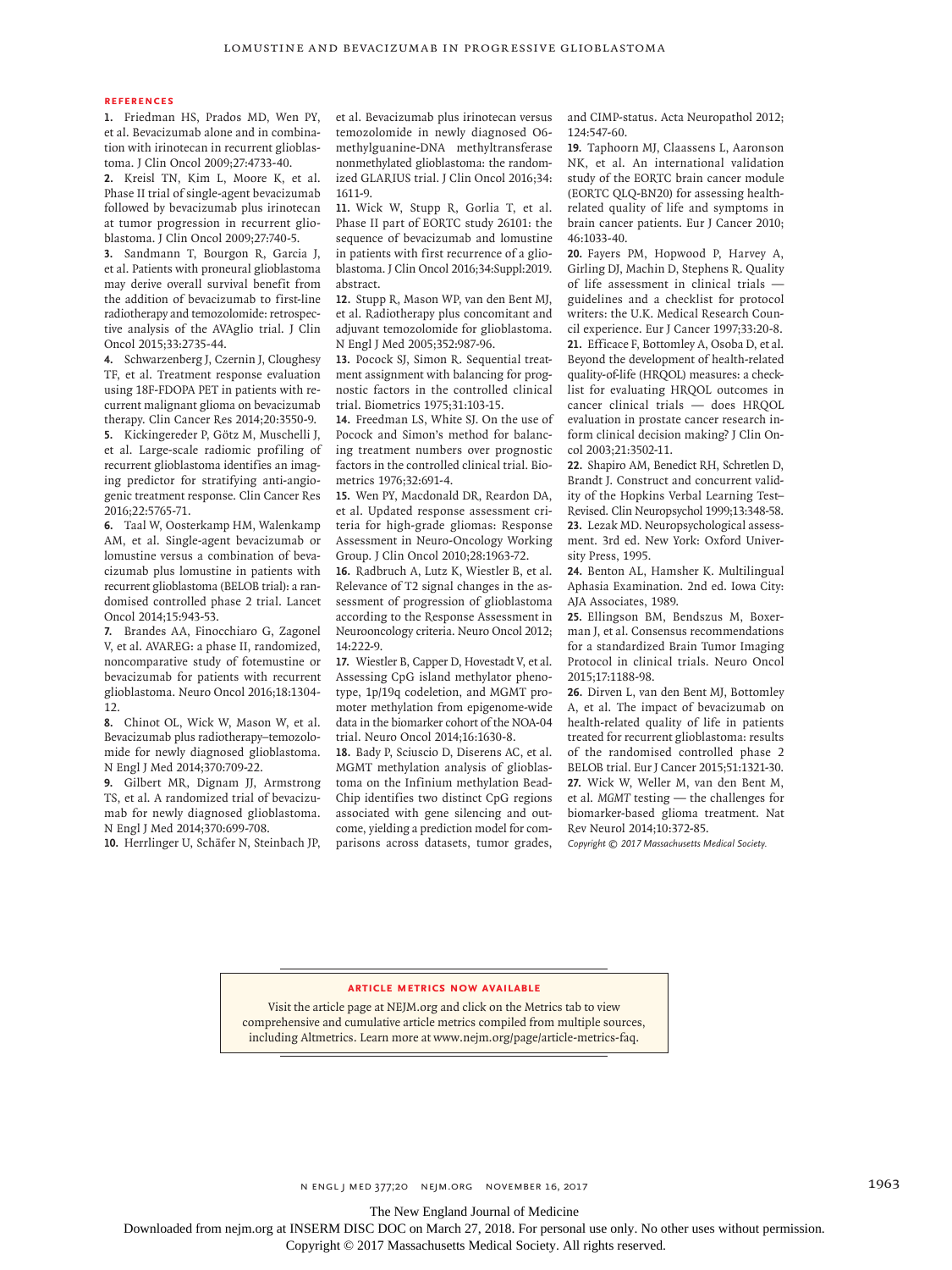## References

1. Friedman HS, Prados MD, Wen PY, et al. Bevacizumab alone and in combination with irinotecan in recurrent glioblastoma. J Clin Oncol 2009;27:4733-40.
2. Kreisl TN, Kim L, Moore K, et al. Phase II trial of single-agent bevacizumab followed by bevacizumab plus irinotecan at tumor progression in recurrent glioblastoma. J Clin Oncol 2009;27:740-5.
3. Sandmann T, Bourgon R, Garcia J, et al. Patients with proneural glioblastoma may derive overall survival benefit from the addition of bevacizumab to first-line radiotherapy and temozolomide: retrospective analysis of the AVAglio trial. J Clin Oncol 2015;33:2735-44.
4. Schwarzenberg J, Czernin J, Cloughesy TF, et al. Treatment response evaluation using 18F-FDOPA PET in patients with recurrent malignant glioma on bevacizumab therapy. Clin Cancer Res 2014;20:3550-9.
5. Kickingereder P, Götz M, Muschelli J, et al. Large-scale radiomic profiling of recurrent glioblastoma identifies an imaging predictor for stratifying anti-angiogenic treatment response. Clin Cancer Res 2016;22:5765-71.
6. Taal W, Oosterkamp HM, Walenkamp AM, et al. Single-agent bevacizumab or lomustine versus a combination of bevacizumab plus lomustine in patients with recurrent glioblastoma (BELOB trial): a randomised controlled phase 2 trial. Lancet Oncol 2014;15:943-53.
7. Brandes AA, Finocchiaro G, Zagonel V, et al. AVAREG: a phase II, randomized, noncomparative study of fotemustine or bevacizumab for patients with recurrent glioblastoma. Neuro Oncol 2016;18:1304-12.
8. Chinot OL, Wick W, Mason W, et al. Bevacizumab plus radiotherapy–temozolomide for newly diagnosed glioblastoma. N Engl J Med 2014;370:709-22.
9. Gilbert MR, Dignam JJ, Armstrong TS, et al. A randomized trial of bevacizumab for newly diagnosed glioblastoma. N Engl J Med 2014;370:699-708.
10. Herrlinger U, Schäfer N, Steinbach JP, et al. Bevacizumab plus irinotecan versus temozolomide in newly diagnosed O6-methylguanine-DNA methyltransferase nonmethylated glioblastoma: the randomized GLARIUS trial. J Clin Oncol 2016;34:1611-9.
11. Wick W, Stupp R, Gorlia T, et al. Phase II part of EORTC study 26101: the sequence of bevacizumab and lomustine in patients with first recurrence of a glioblastoma. J Clin Oncol 2016;34:Suppl:2019. abstract.
12. Stupp R, Mason WP, van den Bent MJ, et al. Radiotherapy plus concomitant and adjuvant temozolomide for glioblastoma. N Engl J Med 2005;352:987-96.
13. Pocock SJ, Simon R. Sequential treatment assignment with balancing for prognostic factors in the controlled clinical trial. Biometrics 1975;31:103-15.
14. Freedman LS, White SJ. On the use of Pocock and Simon's method for balancing treatment numbers over prognostic factors in the controlled clinical trial. Biometrics 1976;32:691-4.
15. Wen PY, Macdonald DR, Reardon DA, et al. Updated response assessment criteria for high-grade gliomas: Response Assessment in Neuro-Oncology Working Group. J Clin Oncol 2010;28:1963-72.
16. Radbruch A, Lutz K, Wiestler B, et al. Relevance of T2 signal changes in the assessment of progression of glioblastoma according to the Response Assessment in Neurooncology criteria. Neuro Oncol 2012;14:222-9.
17. Wiestler B, Capper D, Hovestadt V, et al. Assessing CpG island methylator phenotype, 1p/19q codeletion, and MGMT promoter methylation from epigenome-wide data in the biomarker cohort of the NOA-04 trial. Neuro Oncol 2014;16:1630-8.
18. Bady P, Sciuscio D, Diserens AC, et al. MGMT methylation analysis of glioblastoma on the Infinium methylation BeadChip identifies two distinct CpG regions associated with gene silencing and outcome, yielding a prediction model for comparisons across datasets, tumor grades, and CIMP-status. Acta Neuropathol 2012;124:547-60.
19. Taphoorn MJ, Claassens L, Aaronson NK, et al. An international validation study of the EORTC brain cancer module (EORTC QLQ-BN20) for assessing health-related quality of life and symptoms in brain cancer patients. Eur J Cancer 2010;46:1033-40.
20. Fayers PM, Hopwood P, Harvey A, Girling DJ, Machin D, Stephens R. Quality of life assessment in clinical trials — guidelines and a checklist for protocol writers: the U.K. Medical Research Council experience. Eur J Cancer 1997;33:20-8.
21. Efficace F, Bottomley A, Osoba D, et al. Beyond the development of health-related quality-of-life (HRQOL) measures: a checklist for evaluating HRQOL outcomes in cancer clinical trials — does HRQOL evaluation in prostate cancer research inform clinical decision making? J Clin Oncol 2003;21:3502-11.
22. Shapiro AM, Benedict RH, Schretlen D, Brandt J. Construct and concurrent validity of the Hopkins Verbal Learning Test–Revised. Clin Neuropsychol 1999;13:348-58.
23. Lezak MD. Neuropsychological assessment. 3rd ed. New York: Oxford University Press, 1995.
24. Benton AL, Hamsher K. Multilingual Aphasia Examination. 2nd ed. Iowa City: AJA Associates, 1989.
25. Ellingson BM, Bendszus M, Boxerman J, et al. Consensus recommendations for a standardized Brain Tumor Imaging Protocol in clinical trials. Neuro Oncol 2015;17:1188-98.
26. Dirven L, van den Bent MJ, Bottomley A, et al. The impact of bevacizumab on health-related quality of life in patients treated for recurrent glioblastoma: results of the randomised controlled phase 2 BELOB trial. Eur J Cancer 2015;51:1321-30.
27. Wick W, Weller M, van den Bent M, et al. *MGMT* testing — the challenges for biomarker-based glioma treatment. Nat Rev Neurol 2014;10:372-85.

*Copyright © 2017 Massachusetts Medical Society.*

**ARTICLE METRICS NOW AVAILABLE**

Visit the article page at NEJM.org and click on the Metrics tab to view comprehensive and cumulative article metrics compiled from multiple sources, including Altmetrics. Learn more at www.nejm.org/page/article-metrics-faq.